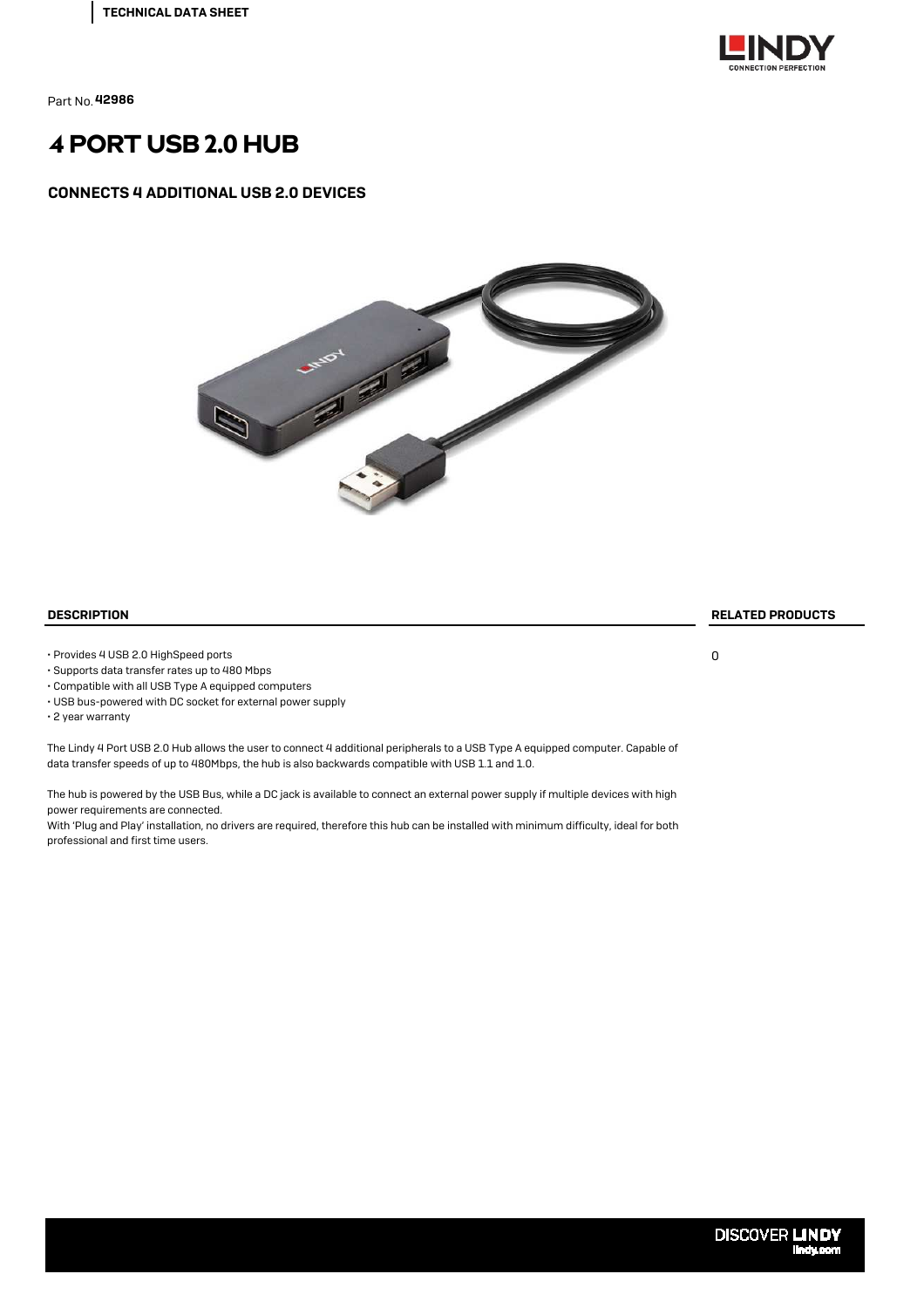TECHNICAL DATA SHEET

Part No. **42986**

# 4 PORT USB 2.0 HUB

## CONNECTS 4 ADDITIONAL USB 2.0 DEVICES

### DESCRIPTION

- Provides 4 USB 2.0 HighSpeed ports
- Supports data transfer rates up to 480 Mbps
- Compatible with all USB Type A equipped computers
- USB bus-powered with DC socket for external power supply
- 2 year warranty

The Lindy 4 Port USB 2.0 Hub allows the user to connect 4 additional peripherals to a USB Type A equipped computer. Capable of data transfer speeds of up to 480Mbps, the hub is also backwards compatible with USB 1.1 and 1.0.

The hub is powered by the USB Bus, while a DC jack is available to connect an external power supply if multiple devices with high power requirements are connected.
With 'Plug and Play' installation, no drivers are required, therefore this hub can be installed with minimum difficulty, ideal for both professional and first time users.

### RELATED PRODUCTS

0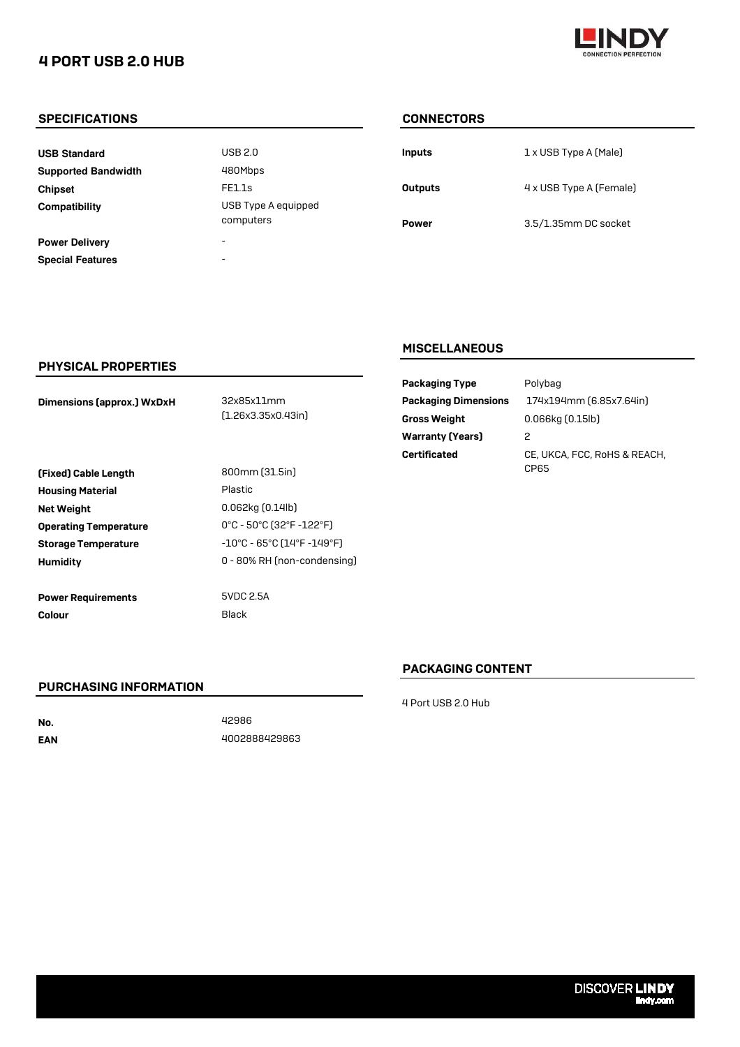# 4 PORT USB 2.0 HUB

## SPECIFICATIONS

| | |
|---|---|
| **USB Standard** | USB 2.0 |
| **Supported Bandwidth** | 480Mbps |
| **Chipset** | FE1.1s |
| **Compatibility** | USB Type A equipped computers |
| **Power Delivery** | - |
| **Special Features** | - |

## CONNECTORS

| | |
|---|---|
| **Inputs** | 1 x USB Type A (Male) |
| **Outputs** | 4 x USB Type A (Female) |
| **Power** | 3.5/1.35mm DC socket |

## PHYSICAL PROPERTIES

| | |
|---|---|
| **Dimensions (approx.) WxDxH** | 32x85x11mm (1.26x3.35x0.43in) |
| **(Fixed) Cable Length** | 800mm (31.5in) |
| **Housing Material** | Plastic |
| **Net Weight** | 0.062kg (0.14lb) |
| **Operating Temperature** | 0°C - 50°C (32°F -122°F) |
| **Storage Temperature** | -10°C - 65°C (14°F -149°F) |
| **Humidity** | 0 - 80% RH (non-condensing) |
| **Power Requirements** | 5VDC 2.5A |
| **Colour** | Black |

## MISCELLANEOUS

| | |
|---|---|
| **Packaging Type** | Polybag |
| **Packaging Dimensions** | 174x194mm (6.85x7.64in) |
| **Gross Weight** | 0.066kg (0.15lb) |
| **Warranty (Years)** | 2 |
| **Certificated** | CE, UKCA, FCC, RoHS & REACH, CP65 |

## PURCHASING INFORMATION

| | |
|---|---|
| **No.** | 42986 |
| **EAN** | 4002888429863 |

## PACKAGING CONTENT

4 Port USB 2.0 Hub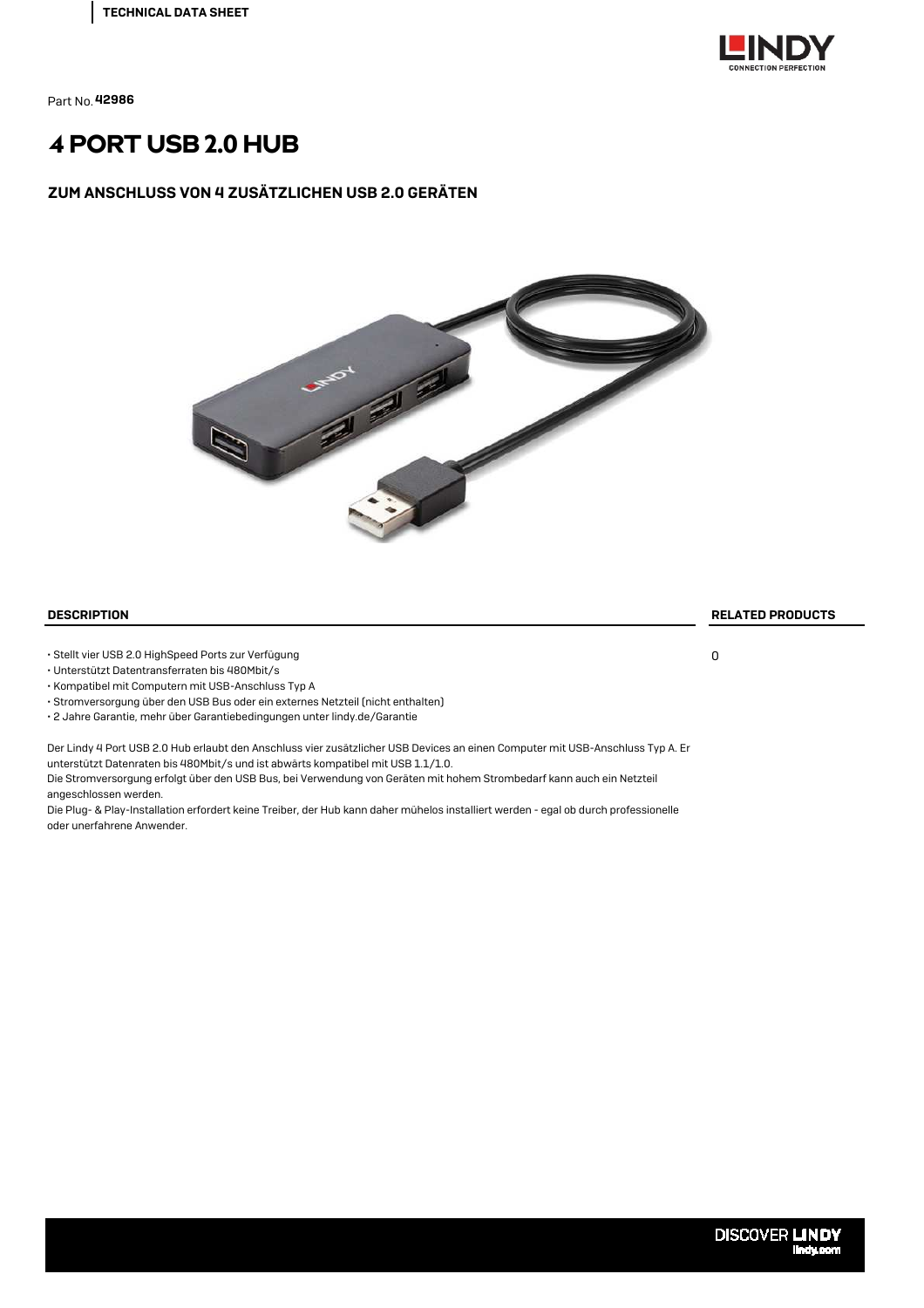TECHNICAL DATA SHEET

Part No. **42986**

# 4 PORT USB 2.0 HUB

## ZUM ANSCHLUSS VON 4 ZUSÄTZLICHEN USB 2.0 GERÄTEN

### DESCRIPTION

- Stellt vier USB 2.0 HighSpeed Ports zur Verfügung
- Unterstützt Datentransferraten bis 480Mbit/s
- Kompatibel mit Computern mit USB-Anschluss Typ A
- Stromversorgung über den USB Bus oder ein externes Netzteil (nicht enthalten)
- 2 Jahre Garantie, mehr über Garantiebedingungen unter lindy.de/Garantie

Der Lindy 4 Port USB 2.0 Hub erlaubt den Anschluss vier zusätzlicher USB Devices an einen Computer mit USB-Anschluss Typ A. Er unterstützt Datenraten bis 480Mbit/s und ist abwärts kompatibel mit USB 1.1/1.0.
Die Stromversorgung erfolgt über den USB Bus, bei Verwendung von Geräten mit hohem Strombedarf kann auch ein Netzteil angeschlossen werden.
Die Plug- & Play-Installation erfordert keine Treiber, der Hub kann daher mühelos installiert werden - egal ob durch professionelle oder unerfahrene Anwender.

### RELATED PRODUCTS

0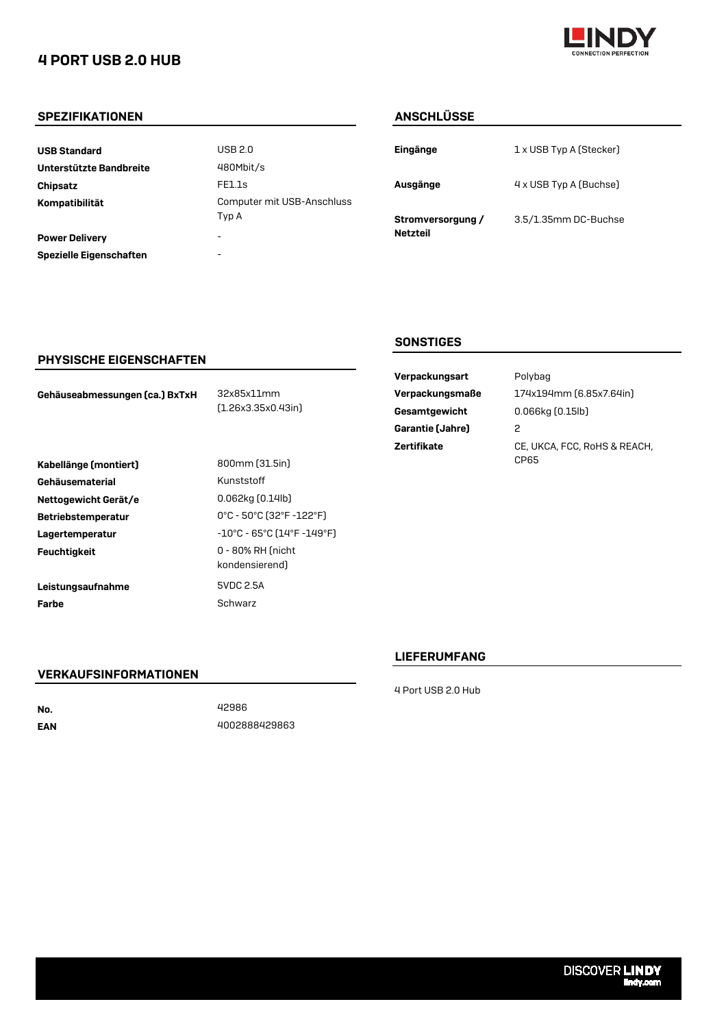# 4 PORT USB 2.0 HUB

## SPEZIFIKATIONEN

| | |
|---|---|
| **USB Standard** | USB 2.0 |
| **Unterstützte Bandbreite** | 480Mbit/s |
| **Chipsatz** | FE1.1s |
| **Kompatibilität** | Computer mit USB-Anschluss Typ A |
| **Power Delivery** | - |
| **Spezielle Eigenschaften** | - |

## ANSCHLÜSSE

| | |
|---|---|
| **Eingänge** | 1 x USB Typ A (Stecker) |
| **Ausgänge** | 4 x USB Typ A (Buchse) |
| **Stromversorgung / Netzteil** | 3.5/1.35mm DC-Buchse |

## PHYSISCHE EIGENSCHAFTEN

| | |
|---|---|
| **Gehäuseabmessungen (ca.) BxTxH** | 32x85x11mm (1.26x3.35x0.43in) |
| **Kabellänge (montiert)** | 800mm (31.5in) |
| **Gehäusematerial** | Kunststoff |
| **Nettogewicht Gerät/e** | 0.062kg (0.14lb) |
| **Betriebstemperatur** | 0°C - 50°C (32°F -122°F) |
| **Lagertemperatur** | -10°C - 65°C (14°F -149°F) |
| **Feuchtigkeit** | 0 - 80% RH (nicht kondensierend) |
| **Leistungsaufnahme** | 5VDC 2.5A |
| **Farbe** | Schwarz |

## SONSTIGES

| | |
|---|---|
| **Verpackungsart** | Polybag |
| **Verpackungsmaße** | 174x194mm (6.85x7.64in) |
| **Gesamtgewicht** | 0.066kg (0.15lb) |
| **Garantie (Jahre)** | 2 |
| **Zertifikate** | CE, UKCA, FCC, RoHS & REACH, CP65 |

## VERKAUFSINFORMATIONEN

| | |
|---|---|
| **No.** | 42986 |
| **EAN** | 4002888429863 |

## LIEFERUMFANG

4 Port USB 2.0 Hub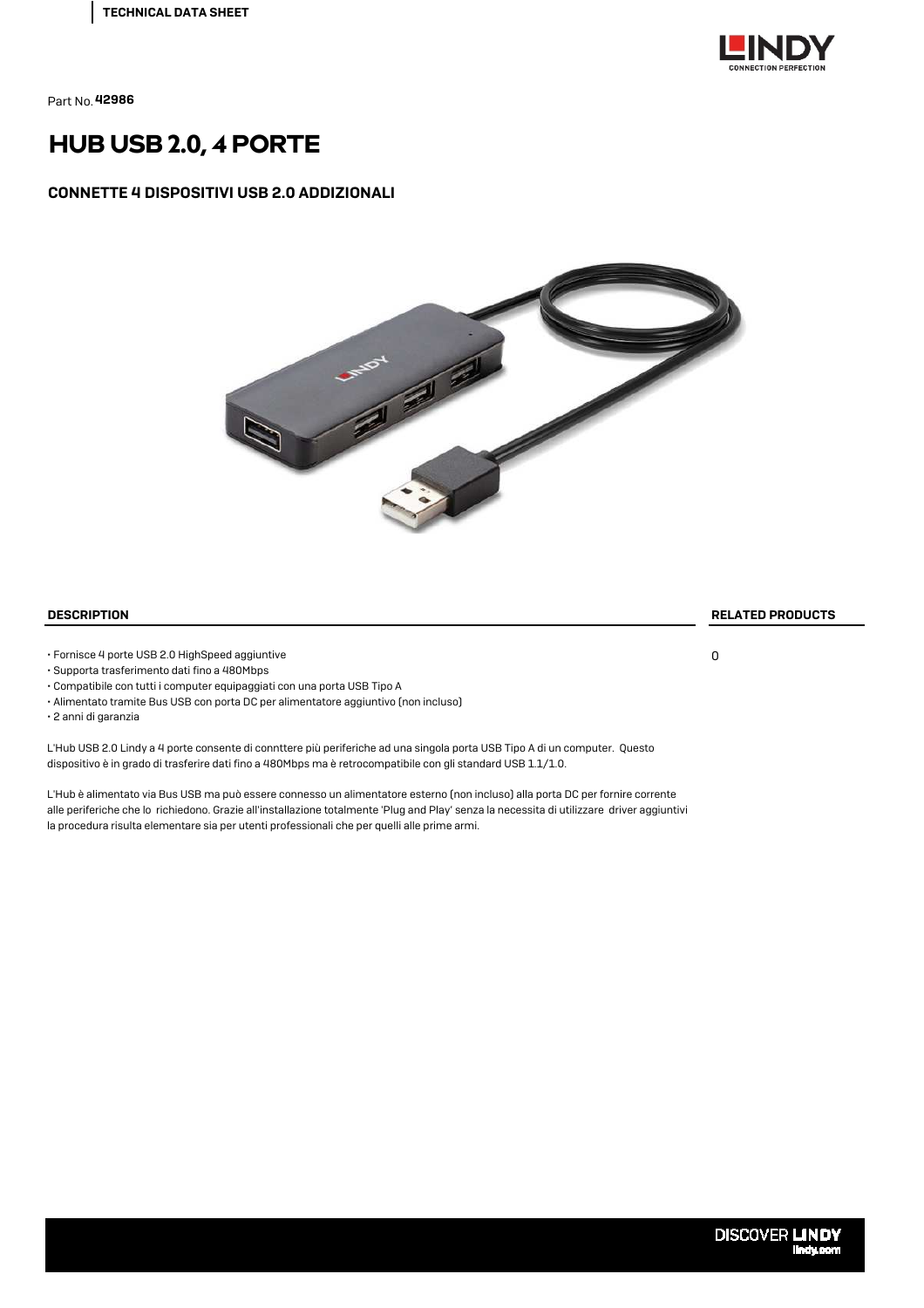TECHNICAL DATA SHEET

Part No. **42986**

# HUB USB 2.0, 4 PORTE

## CONNETTE 4 DISPOSITIVI USB 2.0 ADDIZIONALI

### DESCRIPTION

- Fornisce 4 porte USB 2.0 HighSpeed aggiuntive
- Supporta trasferimento dati fino a 480Mbps
- Compatibile con tutti i computer equipaggiati con una porta USB Tipo A
- Alimentato tramite Bus USB con porta DC per alimentatore aggiuntivo (non incluso)
- 2 anni di garanzia

L'Hub USB 2.0 Lindy a 4 porte consente di connttere più periferiche ad una singola porta USB Tipo A di un computer. Questo dispositivo è in grado di trasferire dati fino a 480Mbps ma è retrocompatibile con gli standard USB 1.1/1.0.

L'Hub è alimentato via Bus USB ma può essere connesso un alimentatore esterno (non incluso) alla porta DC per fornire corrente alle periferiche che lo richiedono. Grazie all'installazione totalmente 'Plug and Play' senza la necessita di utilizzare driver aggiuntivi la procedura risulta elementare sia per utenti professionali che per quelli alle prime armi.

### RELATED PRODUCTS

0

DISCOVER **LINDY**
lindy.com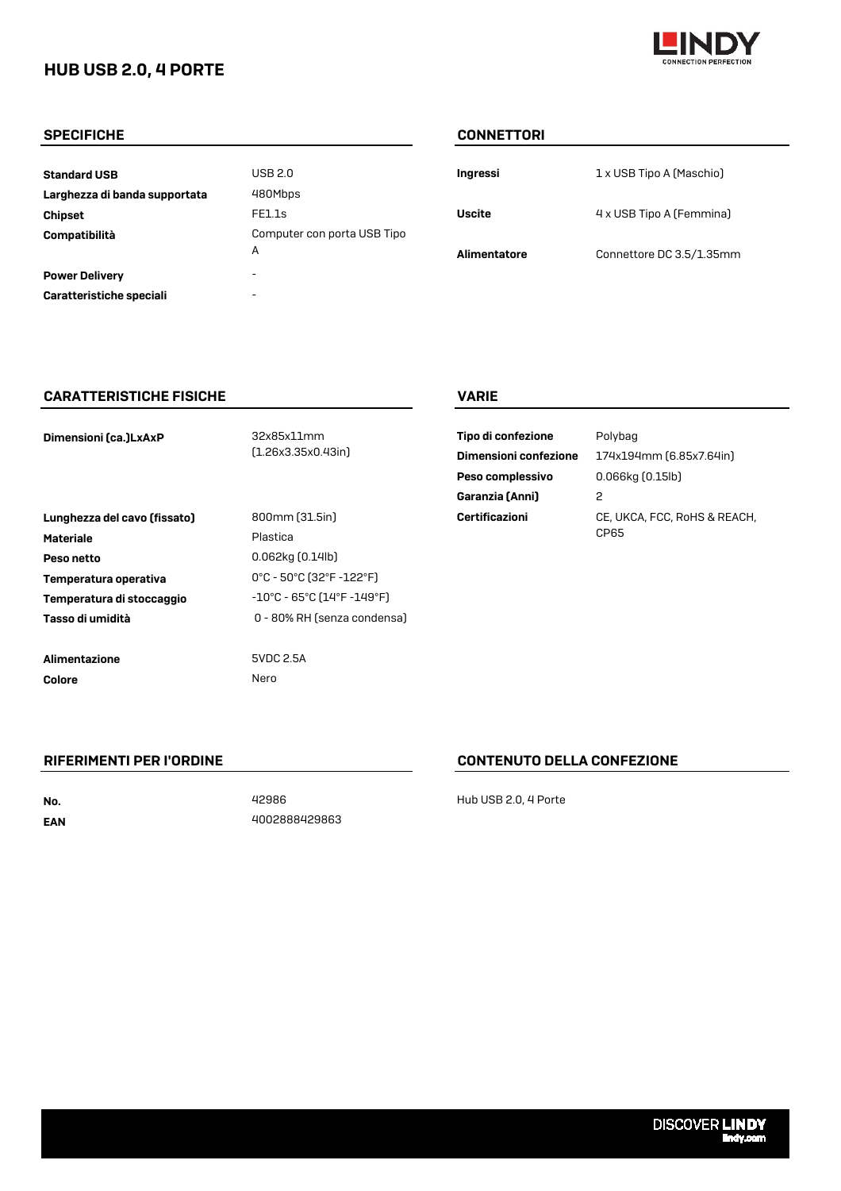# HUB USB 2.0, 4 PORTE

## SPECIFICHE

| | |
|---|---|
| **Standard USB** | USB 2.0 |
| **Larghezza di banda supportata** | 480Mbps |
| **Chipset** | FE1.1s |
| **Compatibilità** | Computer con porta USB Tipo A |
| **Power Delivery** | - |
| **Caratteristiche speciali** | - |

## CONNETTORI

| | |
|---|---|
| **Ingressi** | 1 x USB Tipo A (Maschio) |
| **Uscite** | 4 x USB Tipo A (Femmina) |
| **Alimentatore** | Connettore DC 3.5/1.35mm |

## CARATTERISTICHE FISICHE

| | |
|---|---|
| **Dimensioni (ca.)LxAxP** | 32x85x11mm (1.26x3.35x0.43in) |
| **Lunghezza del cavo (fissato)** | 800mm (31.5in) |
| **Materiale** | Plastica |
| **Peso netto** | 0.062kg (0.14lb) |
| **Temperatura operativa** | 0°C - 50°C (32°F -122°F) |
| **Temperatura di stoccaggio** | -10°C - 65°C (14°F -149°F) |
| **Tasso di umidità** | 0 - 80% RH (senza condensa) |
| **Alimentazione** | 5VDC 2.5A |
| **Colore** | Nero |

## VARIE

| | |
|---|---|
| **Tipo di confezione** | Polybag |
| **Dimensioni confezione** | 174x194mm (6.85x7.64in) |
| **Peso complessivo** | 0.066kg (0.15lb) |
| **Garanzia (Anni)** | 2 |
| **Certificazioni** | CE, UKCA, FCC, RoHS & REACH, CP65 |

## RIFERIMENTI PER L'ORDINE

| | |
|---|---|
| **No.** | 42986 |
| **EAN** | 4002888429863 |

## CONTENUTO DELLA CONFEZIONE

Hub USB 2.0, 4 Porte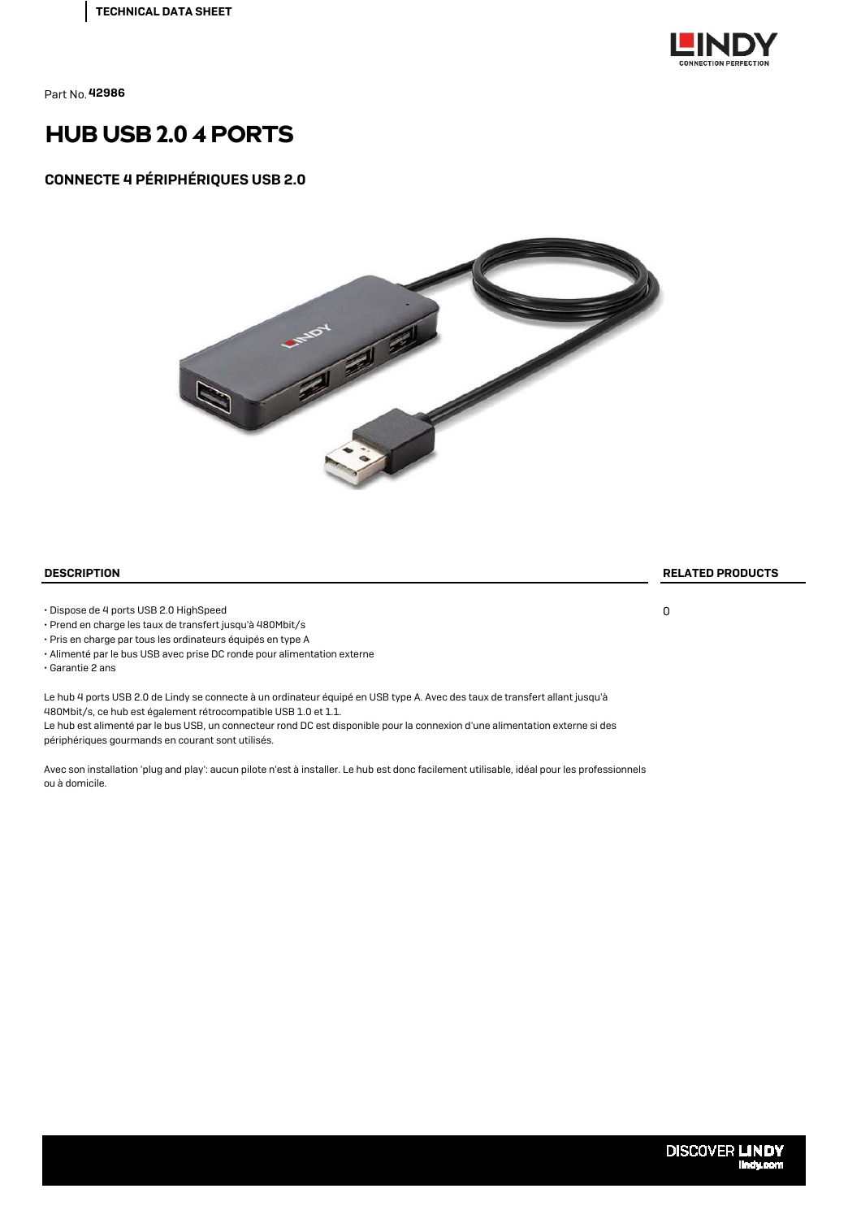TECHNICAL DATA SHEET

Part No. **42986**

# HUB USB 2.0 4 PORTS

## CONNECTE 4 PÉRIPHÉRIQUES USB 2.0

### DESCRIPTION

- Dispose de 4 ports USB 2.0 HighSpeed
- Prend en charge les taux de transfert jusqu'à 480Mbit/s
- Pris en charge par tous les ordinateurs équipés en type A
- Alimenté par le bus USB avec prise DC ronde pour alimentation externe
- Garantie 2 ans

Le hub 4 ports USB 2.0 de Lindy se connecte à un ordinateur équipé en USB type A. Avec des taux de transfert allant jusqu'à 480Mbit/s, ce hub est également rétrocompatible USB 1.0 et 1.1.
Le hub est alimenté par le bus USB, un connecteur rond DC est disponible pour la connexion d'une alimentation externe si des périphériques gourmands en courant sont utilisés.

Avec son installation 'plug and play': aucun pilote n'est à installer. Le hub est donc facilement utilisable, idéal pour les professionnels ou à domicile.

### RELATED PRODUCTS

0

DISCOVER **LINDY**
lindy.com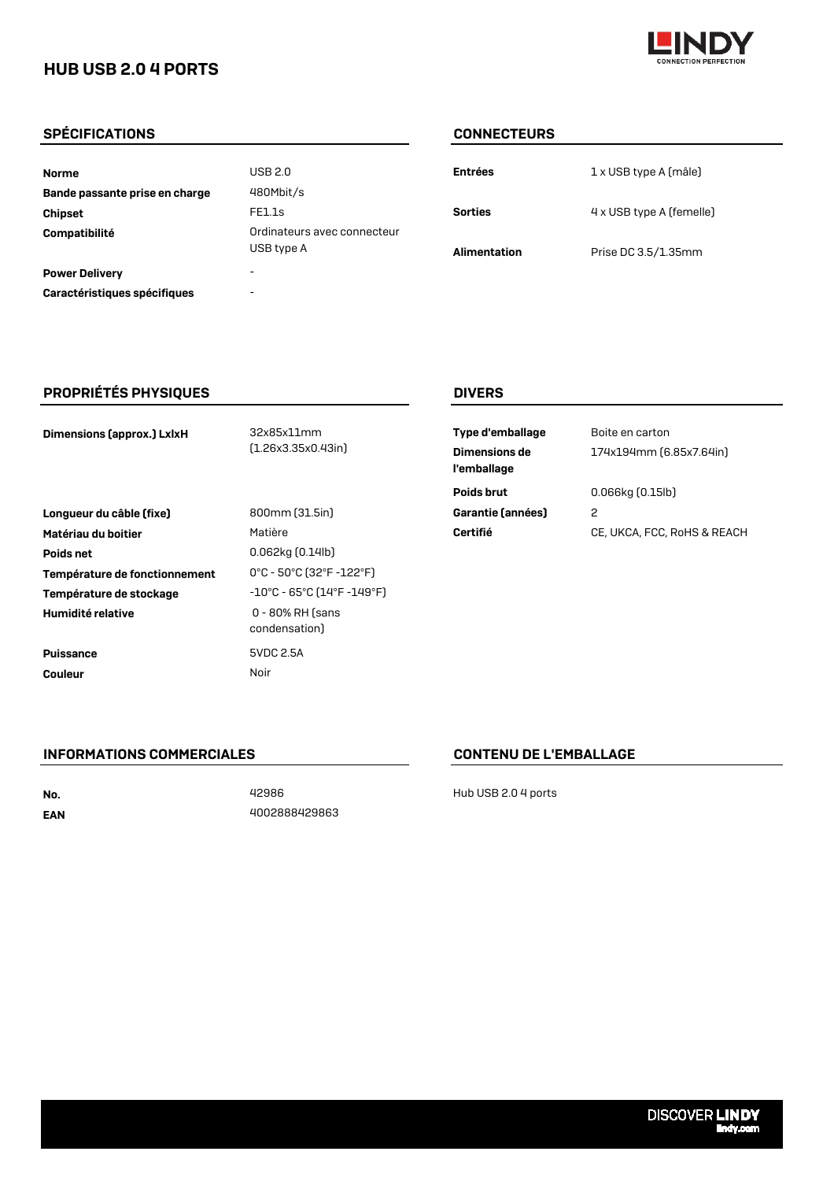# HUB USB 2.0 4 PORTS

## SPÉCIFICATIONS

| | |
|---|---|
| **Norme** | USB 2.0 |
| **Bande passante prise en charge** | 480Mbit/s |
| **Chipset** | FE1.1s |
| **Compatibilité** | Ordinateurs avec connecteur USB type A |
| **Power Delivery** | - |
| **Caractéristiques spécifiques** | - |

## CONNECTEURS

| | |
|---|---|
| **Entrées** | 1 x USB type A (mâle) |
| **Sorties** | 4 x USB type A (femelle) |
| **Alimentation** | Prise DC 3.5/1.35mm |

## PROPRIÉTÉS PHYSIQUES

| | |
|---|---|
| **Dimensions (approx.) LxlxH** | 32x85x11mm (1.26x3.35x0.43in) |
| **Longueur du câble (fixe)** | 800mm (31.5in) |
| **Matériau du boitier** | Matière |
| **Poids net** | 0.062kg (0.14lb) |
| **Température de fonctionnement** | 0°C - 50°C (32°F -122°F) |
| **Température de stockage** | -10°C - 65°C (14°F -149°F) |
| **Humidité relative** | 0 - 80% RH (sans condensation) |
| **Puissance** | 5VDC 2.5A |
| **Couleur** | Noir |

## DIVERS

| | |
|---|---|
| **Type d'emballage** | Boite en carton |
| **Dimensions de l'emballage** | 174x194mm (6.85x7.64in) |
| **Poids brut** | 0.066kg (0.15lb) |
| **Garantie (années)** | 2 |
| **Certifié** | CE, UKCA, FCC, RoHS & REACH |

## INFORMATIONS COMMERCIALES

| | |
|---|---|
| **No.** | 42986 |
| **EAN** | 4002888429863 |

## CONTENU DE L'EMBALLAGE

Hub USB 2.0 4 ports